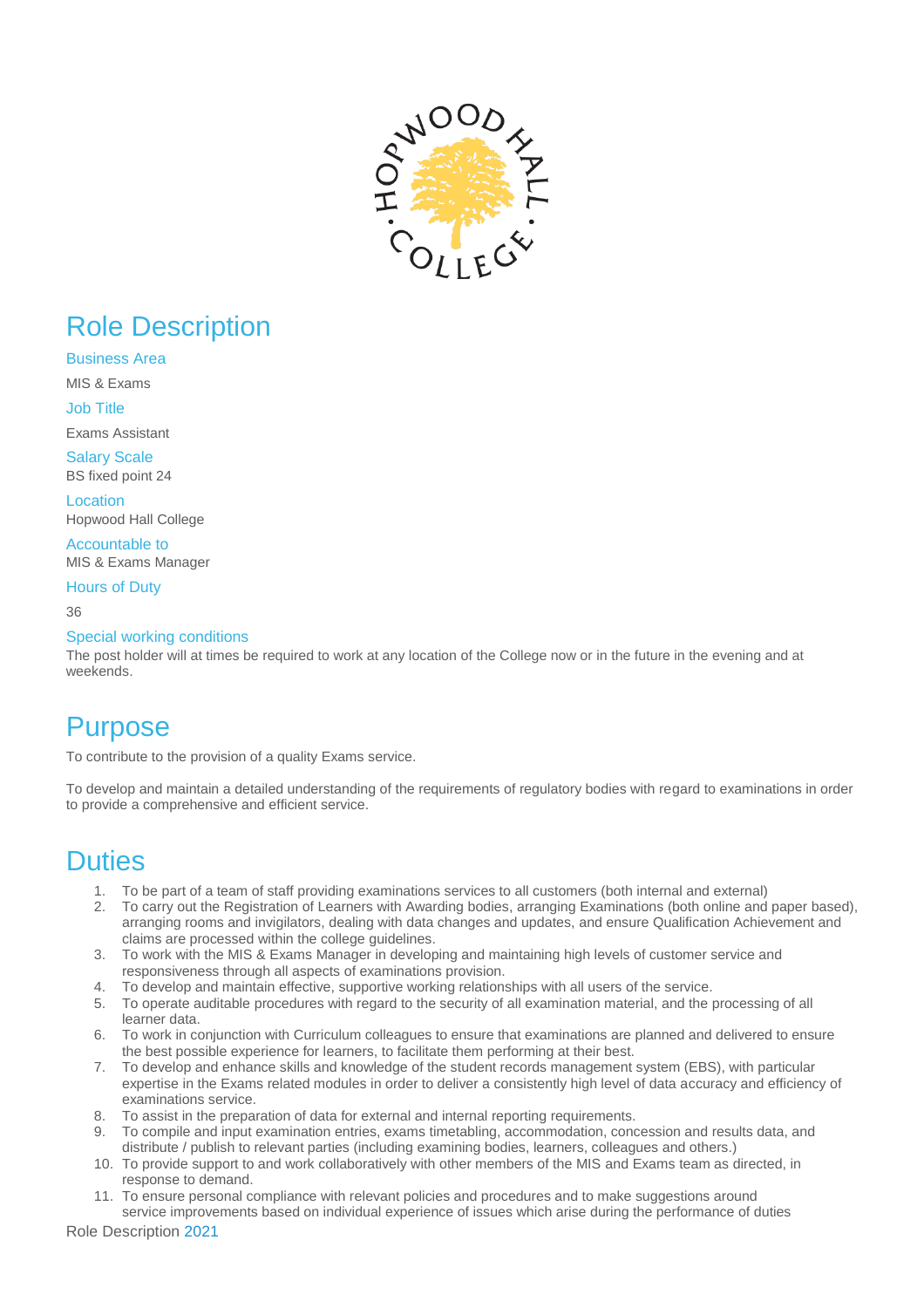# Role Description

### Business Area

MIS & Exams

### Job Title

Exams Assistant

### Salary Scale

BS fixed point 24

### Location

Hopwood Hall College

### Accountable to

MIS & Exams Manager

### Hours of Duty

36

### Special working conditions

The post holder will at times be required to work at any location of the College now or in the future in the evening and at weekends.

# Purpose

To contribute to the provision of a quality Exams service.

To develop and maintain a detailed understanding of the requirements of regulatory bodies with regard to examinations in order to provide a comprehensive and efficient service.

# Duties

1. To be part of a team of staff providing examinations services to all customers (both internal and external)
2. To carry out the Registration of Learners with Awarding bodies, arranging Examinations (both online and paper based), arranging rooms and invigilators, dealing with data changes and updates, and ensure Qualification Achievement and claims are processed within the college guidelines.
3. To work with the MIS & Exams Manager in developing and maintaining high levels of customer service and responsiveness through all aspects of examinations provision.
4. To develop and maintain effective, supportive working relationships with all users of the service.
5. To operate auditable procedures with regard to the security of all examination material, and the processing of all learner data.
6. To work in conjunction with Curriculum colleagues to ensure that examinations are planned and delivered to ensure the best possible experience for learners, to facilitate them performing at their best.
7. To develop and enhance skills and knowledge of the student records management system (EBS), with particular expertise in the Exams related modules in order to deliver a consistently high level of data accuracy and efficiency of examinations service.
8. To assist in the preparation of data for external and internal reporting requirements.
9. To compile and input examination entries, exams timetabling, accommodation, concession and results data, and distribute / publish to relevant parties (including examining bodies, learners, colleagues and others.)
10. To provide support to and work collaboratively with other members of the MIS and Exams team as directed, in response to demand.
11. To ensure personal compliance with relevant policies and procedures and to make suggestions around service improvements based on individual experience of issues which arise during the performance of duties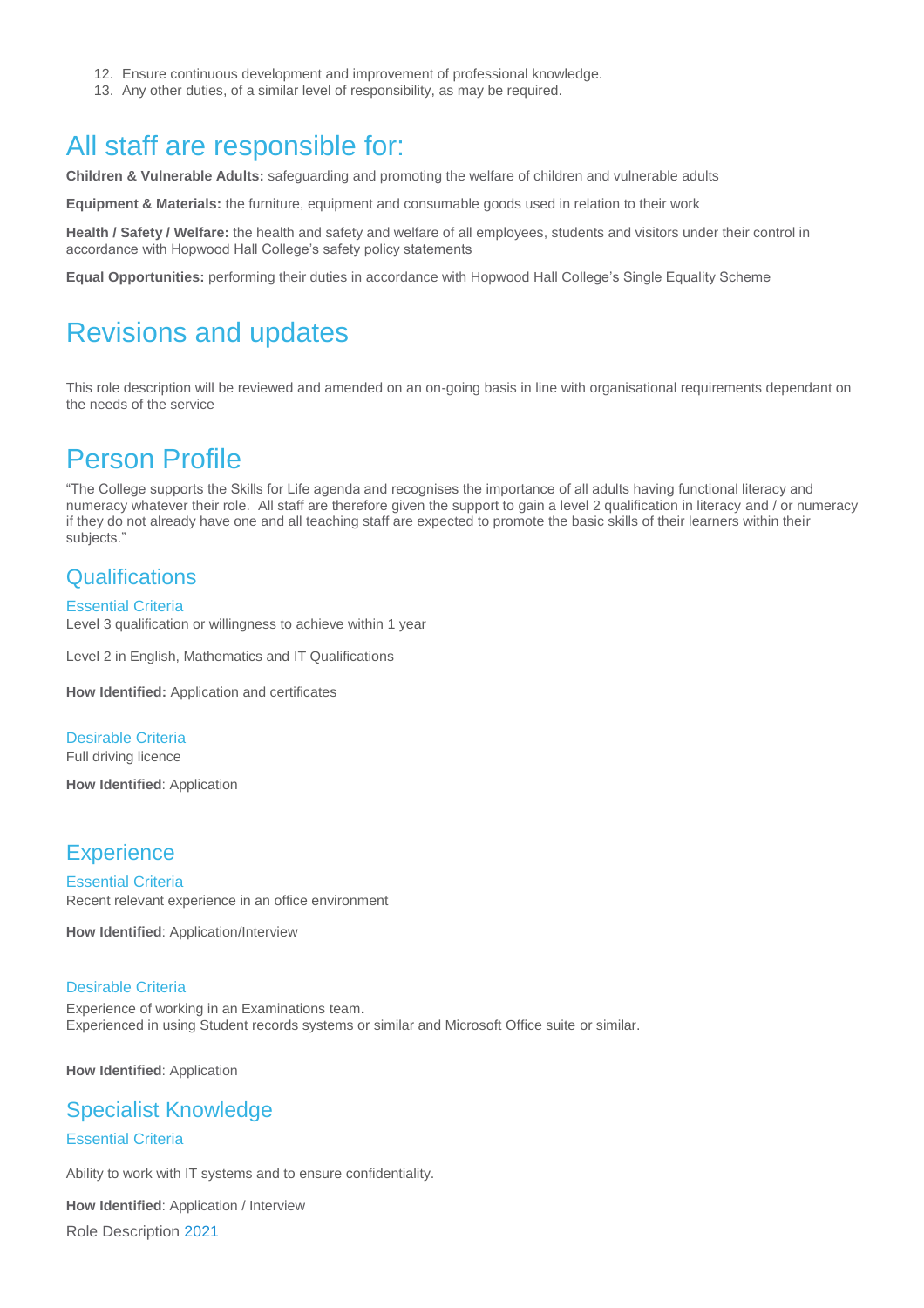12. Ensure continuous development and improvement of professional knowledge.
13. Any other duties, of a similar level of responsibility, as may be required.

# All staff are responsible for:

**Children & Vulnerable Adults:** safeguarding and promoting the welfare of children and vulnerable adults

**Equipment & Materials:** the furniture, equipment and consumable goods used in relation to their work

**Health / Safety / Welfare:** the health and safety and welfare of all employees, students and visitors under their control in accordance with Hopwood Hall College's safety policy statements

**Equal Opportunities:** performing their duties in accordance with Hopwood Hall College's Single Equality Scheme

# Revisions and updates

This role description will be reviewed and amended on an on-going basis in line with organisational requirements dependant on the needs of the service

# Person Profile

"The College supports the Skills for Life agenda and recognises the importance of all adults having functional literacy and numeracy whatever their role. All staff are therefore given the support to gain a level 2 qualification in literacy and / or numeracy if they do not already have one and all teaching staff are expected to promote the basic skills of their learners within their subjects."

## Qualifications

### Essential Criteria

Level 3 qualification or willingness to achieve within 1 year

Level 2 in English, Mathematics and IT Qualifications

**How Identified:** Application and certificates

### Desirable Criteria

Full driving licence

**How Identified**: Application

## Experience

### Essential Criteria

Recent relevant experience in an office environment

**How Identified**: Application/Interview

### Desirable Criteria

Experience of working in an Examinations team.
Experienced in using Student records systems or similar and Microsoft Office suite or similar.

**How Identified**: Application

## Specialist Knowledge

### Essential Criteria

Ability to work with IT systems and to ensure confidentiality.

**How Identified**: Application / Interview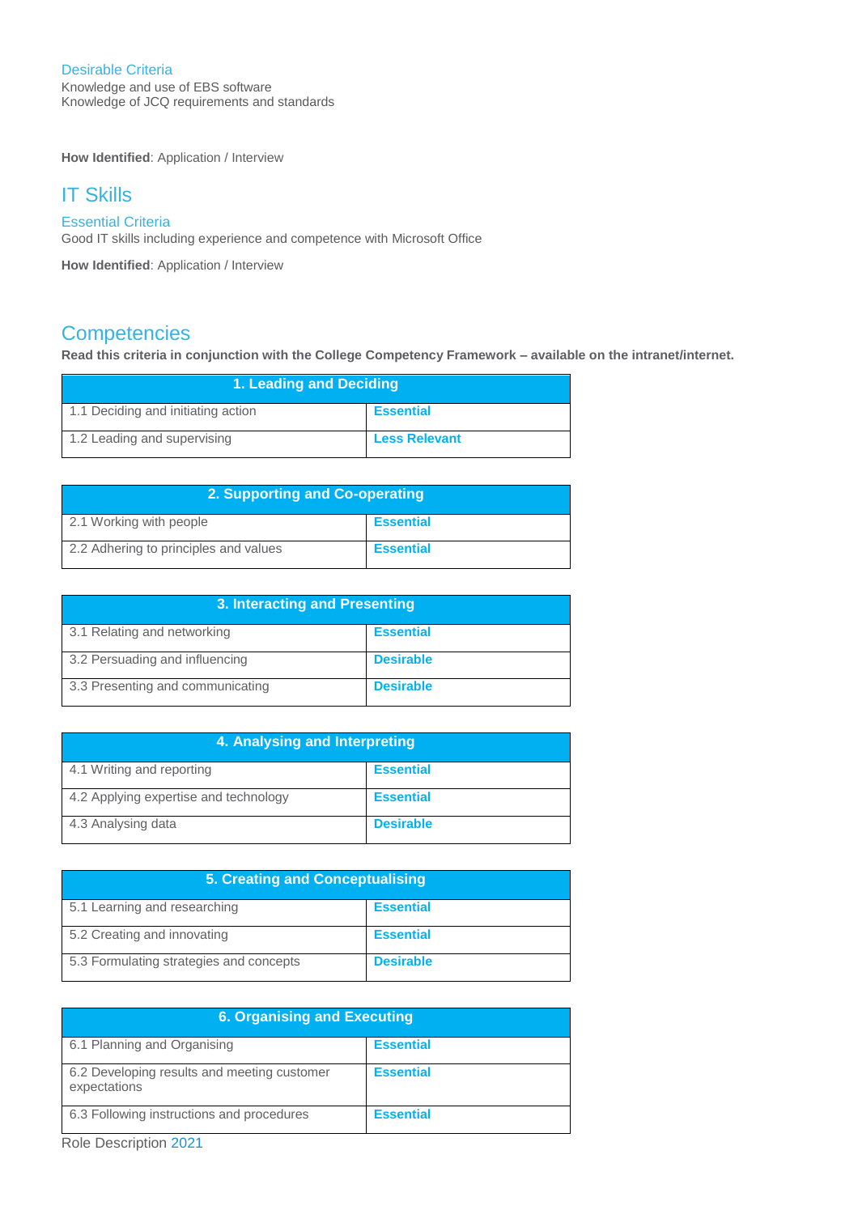### Desirable Criteria

Knowledge and use of EBS software
Knowledge of JCQ requirements and standards

**How Identified**: Application / Interview

## IT Skills

### Essential Criteria

Good IT skills including experience and competence with Microsoft Office

**How Identified**: Application / Interview

## Competencies

**Read this criteria in conjunction with the College Competency Framework – available on the intranet/internet.**

| 1. Leading and Deciding | |
|---|---|
| 1.1 Deciding and initiating action | **Essential** |
| 1.2 Leading and supervising | **Less Relevant** |

| 2. Supporting and Co-operating | |
|---|---|
| 2.1 Working with people | **Essential** |
| 2.2 Adhering to principles and values | **Essential** |

| 3. Interacting and Presenting | |
|---|---|
| 3.1 Relating and networking | **Essential** |
| 3.2 Persuading and influencing | **Desirable** |
| 3.3 Presenting and communicating | **Desirable** |

| 4. Analysing and Interpreting | |
|---|---|
| 4.1 Writing and reporting | **Essential** |
| 4.2 Applying expertise and technology | **Essential** |
| 4.3 Analysing data | **Desirable** |

| 5. Creating and Conceptualising | |
|---|---|
| 5.1 Learning and researching | **Essential** |
| 5.2 Creating and innovating | **Essential** |
| 5.3 Formulating strategies and concepts | **Desirable** |

| 6. Organising and Executing | |
|---|---|
| 6.1 Planning and Organising | **Essential** |
| 6.2 Developing results and meeting customer expectations | **Essential** |
| 6.3 Following instructions and procedures | **Essential** |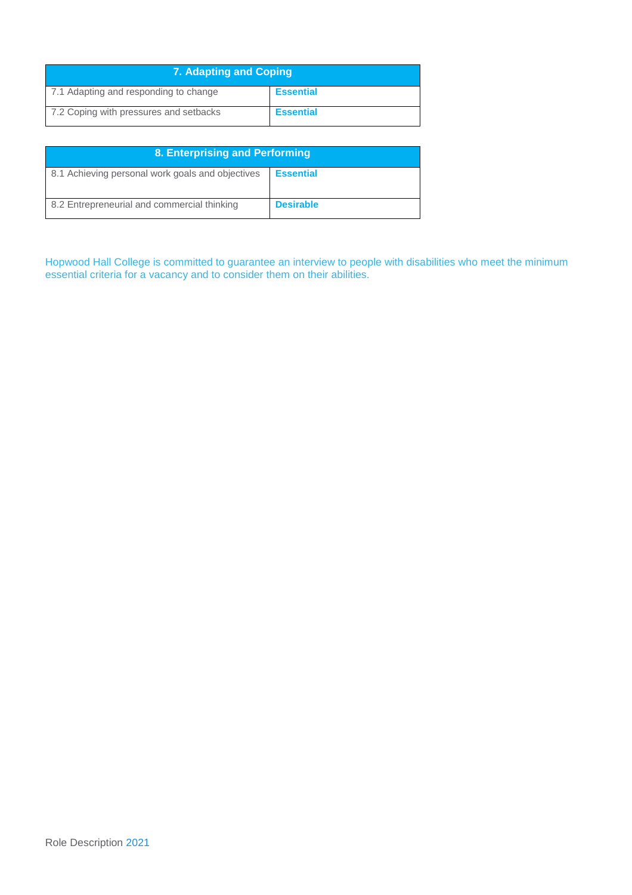| 7. Adapting and Coping | |
| --- | --- |
| 7.1 Adapting and responding to change | **Essential** |
| 7.2 Coping with pressures and setbacks | **Essential** |

| 8. Enterprising and Performing | |
| --- | --- |
| 8.1 Achieving personal work goals and objectives | **Essential** |
| 8.2 Entrepreneurial and commercial thinking | **Desirable** |

Hopwood Hall College is committed to guarantee an interview to people with disabilities who meet the minimum essential criteria for a vacancy and to consider them on their abilities.